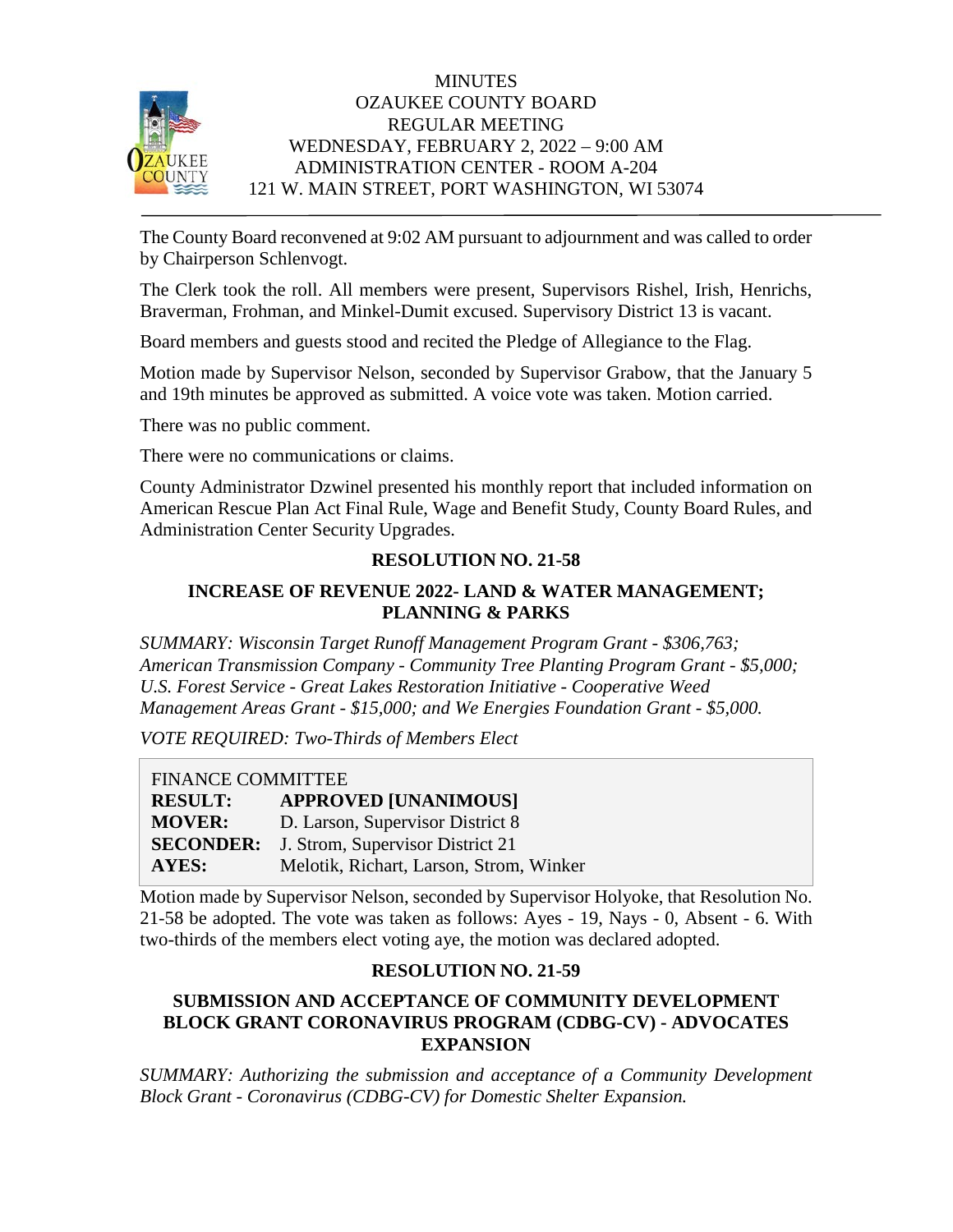# MINUTES
# OZAUKEE COUNTY BOARD
## REGULAR MEETING
## WEDNESDAY, FEBRUARY 2, 2022 – 9:00 AM
## ADMINISTRATION CENTER - ROOM A-204
## 121 W. MAIN STREET, PORT WASHINGTON, WI 53074

The County Board reconvened at 9:02 AM pursuant to adjournment and was called to order by Chairperson Schlenvogt.

The Clerk took the roll. All members were present, Supervisors Rishel, Irish, Henrichs, Braverman, Frohman, and Minkel-Dumit excused. Supervisory District 13 is vacant.

Board members and guests stood and recited the Pledge of Allegiance to the Flag.

Motion made by Supervisor Nelson, seconded by Supervisor Grabow, that the January 5 and 19th minutes be approved as submitted. A voice vote was taken. Motion carried.

There was no public comment.

There were no communications or claims.

County Administrator Dzwinel presented his monthly report that included information on American Rescue Plan Act Final Rule, Wage and Benefit Study, County Board Rules, and Administration Center Security Upgrades.

### RESOLUTION NO. 21-58

### INCREASE OF REVENUE 2022- LAND & WATER MANAGEMENT; PLANNING & PARKS

*SUMMARY: Wisconsin Target Runoff Management Program Grant - $306,763; American Transmission Company - Community Tree Planting Program Grant - $5,000; U.S. Forest Service - Great Lakes Restoration Initiative - Cooperative Weed Management Areas Grant - $15,000; and We Energies Foundation Grant - $5,000.*

*VOTE REQUIRED: Two-Thirds of Members Elect*

| FINANCE COMMITTEE | |
|---|---|
| **RESULT:** | **APPROVED [UNANIMOUS]** |
| **MOVER:** | D. Larson, Supervisor District 8 |
| **SECONDER:** | J. Strom, Supervisor District 21 |
| **AYES:** | Melotik, Richart, Larson, Strom, Winker |

Motion made by Supervisor Nelson, seconded by Supervisor Holyoke, that Resolution No. 21-58 be adopted. The vote was taken as follows: Ayes - 19, Nays - 0, Absent - 6. With two-thirds of the members elect voting aye, the motion was declared adopted.

### RESOLUTION NO. 21-59

### SUBMISSION AND ACCEPTANCE OF COMMUNITY DEVELOPMENT BLOCK GRANT CORONAVIRUS PROGRAM (CDBG-CV) - ADVOCATES EXPANSION

*SUMMARY: Authorizing the submission and acceptance of a Community Development Block Grant - Coronavirus (CDBG-CV) for Domestic Shelter Expansion.*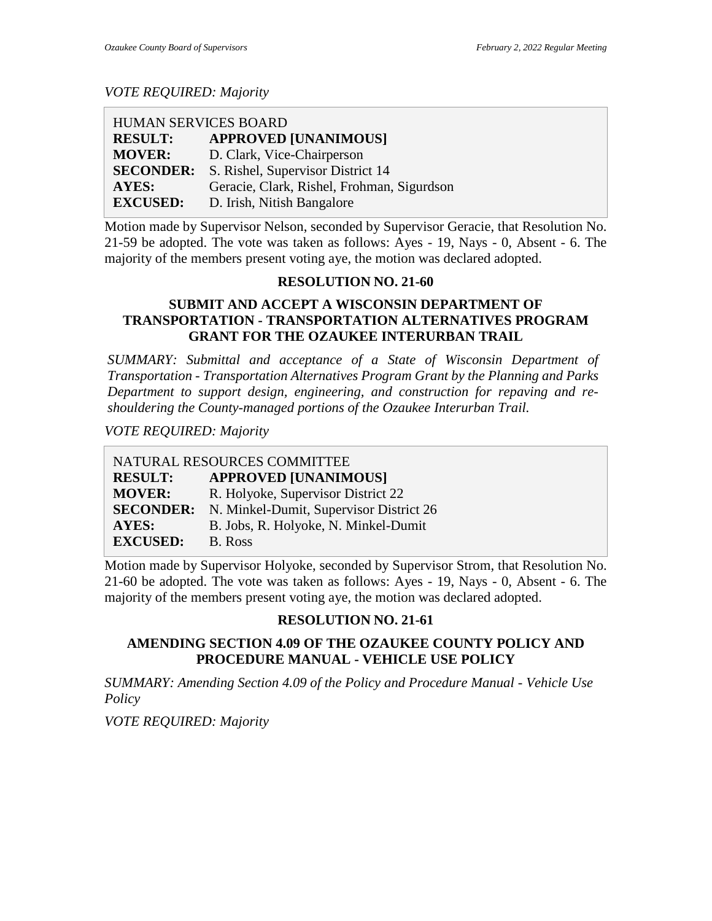*VOTE REQUIRED: Majority*

| HUMAN SERVICES BOARD | |
|---|---|
| **RESULT:** | **APPROVED [UNANIMOUS]** |
| **MOVER:** | D. Clark, Vice-Chairperson |
| **SECONDER:** | S. Rishel, Supervisor District 14 |
| **AYES:** | Geracie, Clark, Rishel, Frohman, Sigurdson |
| **EXCUSED:** | D. Irish, Nitish Bangalore |

Motion made by Supervisor Nelson, seconded by Supervisor Geracie, that Resolution No. 21-59 be adopted. The vote was taken as follows: Ayes - 19, Nays - 0, Absent - 6. The majority of the members present voting aye, the motion was declared adopted.

### RESOLUTION NO. 21-60

### SUBMIT AND ACCEPT A WISCONSIN DEPARTMENT OF TRANSPORTATION - TRANSPORTATION ALTERNATIVES PROGRAM GRANT FOR THE OZAUKEE INTERURBAN TRAIL

*SUMMARY: Submittal and acceptance of a State of Wisconsin Department of Transportation - Transportation Alternatives Program Grant by the Planning and Parks Department to support design, engineering, and construction for repaving and re-shouldering the County-managed portions of the Ozaukee Interurban Trail.*

*VOTE REQUIRED: Majority*

| NATURAL RESOURCES COMMITTEE | |
|---|---|
| **RESULT:** | **APPROVED [UNANIMOUS]** |
| **MOVER:** | R. Holyoke, Supervisor District 22 |
| **SECONDER:** | N. Minkel-Dumit, Supervisor District 26 |
| **AYES:** | B. Jobs, R. Holyoke, N. Minkel-Dumit |
| **EXCUSED:** | B. Ross |

Motion made by Supervisor Holyoke, seconded by Supervisor Strom, that Resolution No. 21-60 be adopted. The vote was taken as follows: Ayes - 19, Nays - 0, Absent - 6. The majority of the members present voting aye, the motion was declared adopted.

### RESOLUTION NO. 21-61

### AMENDING SECTION 4.09 OF THE OZAUKEE COUNTY POLICY AND PROCEDURE MANUAL - VEHICLE USE POLICY

*SUMMARY: Amending Section 4.09 of the Policy and Procedure Manual - Vehicle Use Policy*

*VOTE REQUIRED: Majority*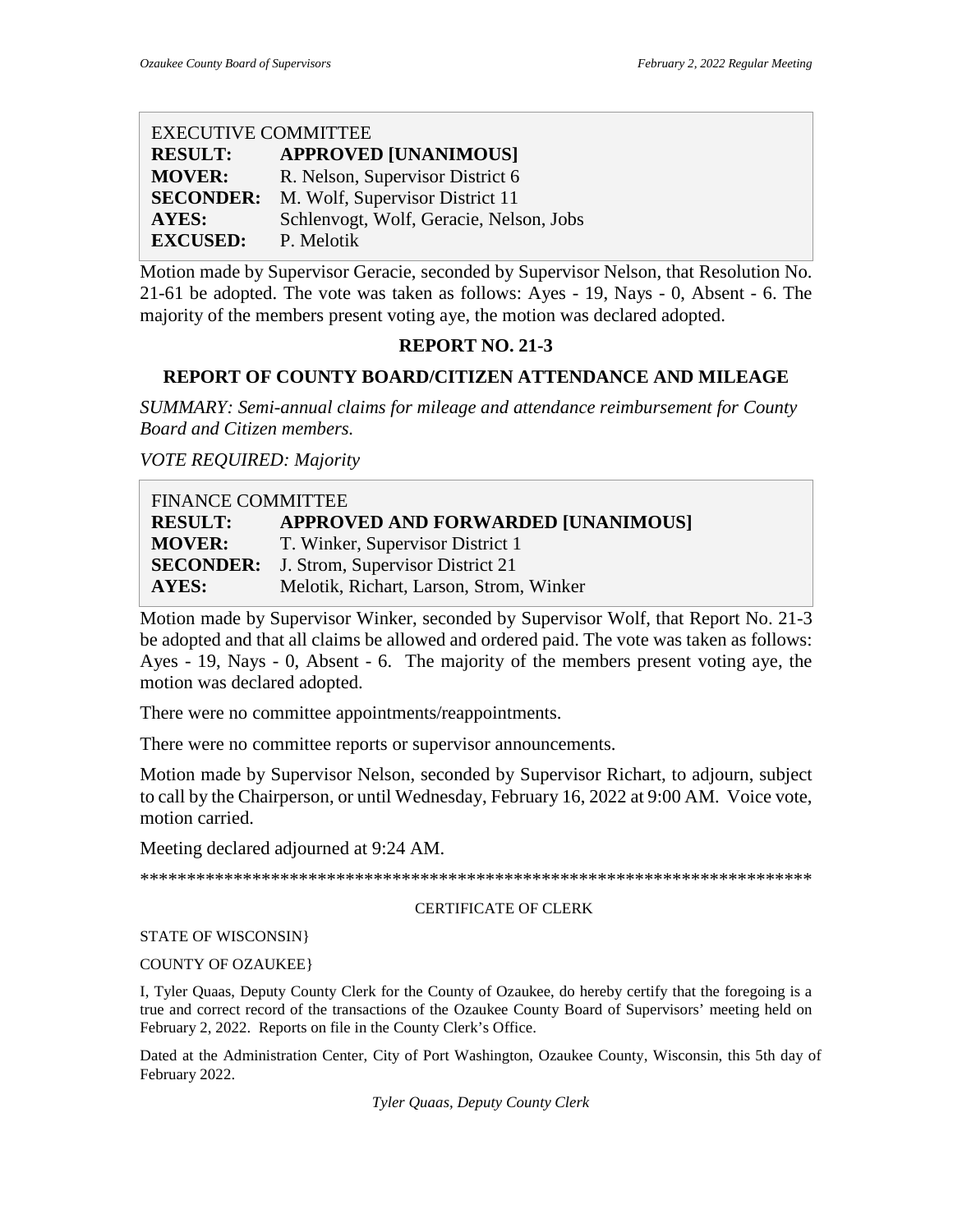EXECUTIVE COMMITTEE

| | |
|---|---|
| **RESULT:** | **APPROVED [UNANIMOUS]** |
| **MOVER:** | R. Nelson, Supervisor District 6 |
| **SECONDER:** | M. Wolf, Supervisor District 11 |
| **AYES:** | Schlenvogt, Wolf, Geracie, Nelson, Jobs |
| **EXCUSED:** | P. Melotik |

Motion made by Supervisor Geracie, seconded by Supervisor Nelson, that Resolution No. 21-61 be adopted. The vote was taken as follows: Ayes - 19, Nays - 0, Absent - 6. The majority of the members present voting aye, the motion was declared adopted.

## REPORT NO. 21-3

## REPORT OF COUNTY BOARD/CITIZEN ATTENDANCE AND MILEAGE

*SUMMARY: Semi-annual claims for mileage and attendance reimbursement for County Board and Citizen members.*

*VOTE REQUIRED: Majority*

FINANCE COMMITTEE

| | |
|---|---|
| **RESULT:** | **APPROVED AND FORWARDED [UNANIMOUS]** |
| **MOVER:** | T. Winker, Supervisor District 1 |
| **SECONDER:** | J. Strom, Supervisor District 21 |
| **AYES:** | Melotik, Richart, Larson, Strom, Winker |

Motion made by Supervisor Winker, seconded by Supervisor Wolf, that Report No. 21-3 be adopted and that all claims be allowed and ordered paid. The vote was taken as follows: Ayes - 19, Nays - 0, Absent - 6. The majority of the members present voting aye, the motion was declared adopted.

There were no committee appointments/reappointments.

There were no committee reports or supervisor announcements.

Motion made by Supervisor Nelson, seconded by Supervisor Richart, to adjourn, subject to call by the Chairperson, or until Wednesday, February 16, 2022 at 9:00 AM. Voice vote, motion carried.

Meeting declared adjourned at 9:24 AM.

************************************************************************

CERTIFICATE OF CLERK

STATE OF WISCONSIN}

COUNTY OF OZAUKEE}

I, Tyler Quaas, Deputy County Clerk for the County of Ozaukee, do hereby certify that the foregoing is a true and correct record of the transactions of the Ozaukee County Board of Supervisors' meeting held on February 2, 2022. Reports on file in the County Clerk's Office.

Dated at the Administration Center, City of Port Washington, Ozaukee County, Wisconsin, this 5th day of February 2022.

*Tyler Quaas, Deputy County Clerk*